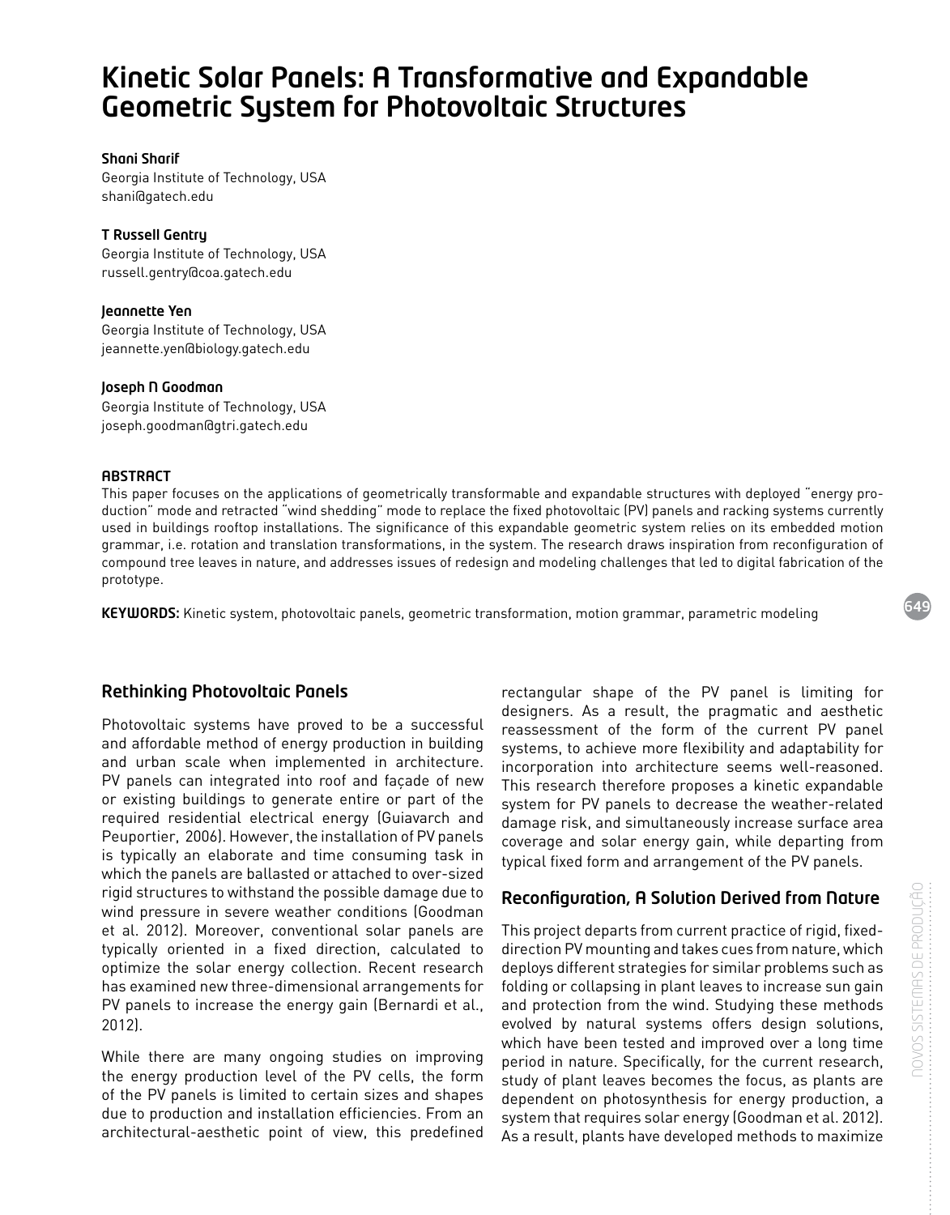# Kinetic Solar Panels: A Transformative and Expandable Geometric System for Photovoltaic Structures

**Shani Sharif**
Georgia Institute of Technology, USA
shani@gatech.edu

**T Russell Gentry**
Georgia Institute of Technology, USA
russell.gentry@coa.gatech.edu

**Jeannette Yen**
Georgia Institute of Technology, USA
jeannette.yen@biology.gatech.edu

**Joseph N Goodman**
Georgia Institute of Technology, USA
joseph.goodman@gtri.gatech.edu

**ABSTRACT**

This paper focuses on the applications of geometrically transformable and expandable structures with deployed "energy production" mode and retracted "wind shedding" mode to replace the fixed photovoltaic (PV) panels and racking systems currently used in buildings rooftop installations. The significance of this expandable geometric system relies on its embedded motion grammar, i.e. rotation and translation transformations, in the system. The research draws inspiration from reconfiguration of compound tree leaves in nature, and addresses issues of redesign and modeling challenges that led to digital fabrication of the prototype.

**KEYWORDS:** Kinetic system, photovoltaic panels, geometric transformation, motion grammar, parametric modeling

## Rethinking Photovoltaic Panels

Photovoltaic systems have proved to be a successful and affordable method of energy production in building and urban scale when implemented in architecture. PV panels can integrated into roof and façade of new or existing buildings to generate entire or part of the required residential electrical energy (Guiavarch and Peuportier, 2006). However, the installation of PV panels is typically an elaborate and time consuming task in which the panels are ballasted or attached to over-sized rigid structures to withstand the possible damage due to wind pressure in severe weather conditions (Goodman et al. 2012). Moreover, conventional solar panels are typically oriented in a fixed direction, calculated to optimize the solar energy collection. Recent research has examined new three-dimensional arrangements for PV panels to increase the energy gain (Bernardi et al., 2012).

While there are many ongoing studies on improving the energy production level of the PV cells, the form of the PV panels is limited to certain sizes and shapes due to production and installation efficiencies. From an architectural-aesthetic point of view, this predefined rectangular shape of the PV panel is limiting for designers. As a result, the pragmatic and aesthetic reassessment of the form of the current PV panel systems, to achieve more flexibility and adaptability for incorporation into architecture seems well-reasoned. This research therefore proposes a kinetic expandable system for PV panels to decrease the weather-related damage risk, and simultaneously increase surface area coverage and solar energy gain, while departing from typical fixed form and arrangement of the PV panels.

## Reconfiguration, A Solution Derived from Nature

This project departs from current practice of rigid, fixed-direction PV mounting and takes cues from nature, which deploys different strategies for similar problems such as folding or collapsing in plant leaves to increase sun gain and protection from the wind. Studying these methods evolved by natural systems offers design solutions, which have been tested and improved over a long time period in nature. Specifically, for the current research, study of plant leaves becomes the focus, as plants are dependent on photosynthesis for energy production, a system that requires solar energy (Goodman et al. 2012). As a result, plants have developed methods to maximize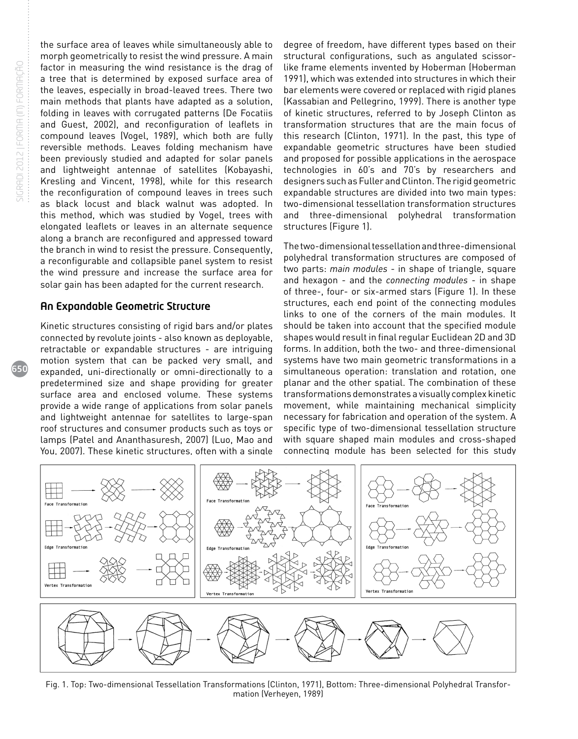the surface area of leaves while simultaneously able to morph geometrically to resist the wind pressure. A main factor in measuring the wind resistance is the drag of a tree that is determined by exposed surface area of the leaves, especially in broad-leaved trees. There two main methods that plants have adapted as a solution, folding in leaves with corrugated patterns (De Focatiis and Guest, 2002), and reconfiguration of leaflets in compound leaves (Vogel, 1989), which both are fully reversible methods. Leaves folding mechanism have been previously studied and adapted for solar panels and lightweight antennae of satellites (Kobayashi, Kresling and Vincent, 1998), while for this research the reconfiguration of compound leaves in trees such as black locust and black walnut was adopted. In this method, which was studied by Vogel, trees with elongated leaflets or leaves in an alternate sequence along a branch are reconfigured and appressed toward the branch in wind to resist the pressure. Consequently, a reconfigurable and collapsible panel system to resist the wind pressure and increase the surface area for solar gain has been adapted for the current research.

## An Expandable Geometric Structure

Kinetic structures consisting of rigid bars and/or plates connected by revolute joints - also known as deployable, retractable or expandable structures - are intriguing motion system that can be packed very small, and expanded, uni-directionally or omni-directionally to a predetermined size and shape providing for greater surface area and enclosed volume. These systems provide a wide range of applications from solar panels and lightweight antennae for satellites to large-span roof structures and consumer products such as toys or lamps (Patel and Ananthasuresh, 2007) (Luo, Mao and You, 2007). These kinetic structures, often with a single degree of freedom, have different types based on their structural configurations, such as angulated scissor-like frame elements invented by Hoberman (Hoberman 1991), which was extended into structures in which their bar elements were covered or replaced with rigid planes (Kassabian and Pellegrino, 1999). There is another type of kinetic structures, referred to by Joseph Clinton as transformation structures that are the main focus of this research (Clinton, 1971). In the past, this type of expandable geometric structures have been studied and proposed for possible applications in the aerospace technologies in 60's and 70's by researchers and designers such as Fuller and Clinton. The rigid geometric expandable structures are divided into two main types: two-dimensional tessellation transformation structures and three-dimensional polyhedral transformation structures (Figure 1).

The two-dimensional tessellation and three-dimensional polyhedral transformation structures are composed of two parts: *main modules* - in shape of triangle, square and hexagon - and the *connecting modules* - in shape of three-, four- or six-armed stars (Figure 1). In these structures, each end point of the connecting modules links to one of the corners of the main modules. It should be taken into account that the specified module shapes would result in final regular Euclidean 2D and 3D forms. In addition, both the two- and three-dimensional systems have two main geometric transformations in a simultaneous operation: translation and rotation, one planar and the other spatial. The combination of these transformations demonstrates a visually complex kinetic movement, while maintaining mechanical simplicity necessary for fabrication and operation of the system. A specific type of two-dimensional tessellation structure with square shaped main modules and cross-shaped connecting module has been selected for this study

Fig. 1. Top: Two-dimensional Tessellation Transformations (Clinton, 1971), Bottom: Three-dimensional Polyhedral Transformation (Verheyen, 1989)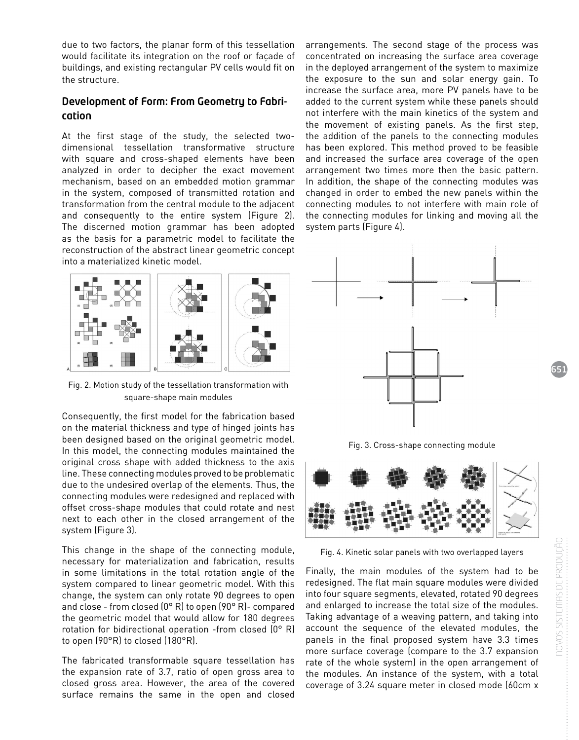due to two factors, the planar form of this tessellation would facilitate its integration on the roof or façade of buildings, and existing rectangular PV cells would fit on the structure.

## Development of Form: From Geometry to Fabrication

At the first stage of the study, the selected two-dimensional tessellation transformative structure with square and cross-shaped elements have been analyzed in order to decipher the exact movement mechanism, based on an embedded motion grammar in the system, composed of transmitted rotation and transformation from the central module to the adjacent and consequently to the entire system (Figure 2). The discerned motion grammar has been adopted as the basis for a parametric model to facilitate the reconstruction of the abstract linear geometric concept into a materialized kinetic model.

Fig. 2. Motion study of the tessellation transformation with square-shape main modules

Consequently, the first model for the fabrication based on the material thickness and type of hinged joints has been designed based on the original geometric model. In this model, the connecting modules maintained the original cross shape with added thickness to the axis line. These connecting modules proved to be problematic due to the undesired overlap of the elements. Thus, the connecting modules were redesigned and replaced with offset cross-shape modules that could rotate and nest next to each other in the closed arrangement of the system (Figure 3).

This change in the shape of the connecting module, necessary for materialization and fabrication, results in some limitations in the total rotation angle of the system compared to linear geometric model. With this change, the system can only rotate 90 degrees to open and close - from closed (0° R) to open (90° R)- compared the geometric model that would allow for 180 degrees rotation for bidirectional operation -from closed (0° R) to open (90°R) to closed (180°R).

The fabricated transformable square tessellation has the expansion rate of 3.7, ratio of open gross area to closed gross area. However, the area of the covered surface remains the same in the open and closed arrangements. The second stage of the process was concentrated on increasing the surface area coverage in the deployed arrangement of the system to maximize the exposure to the sun and solar energy gain. To increase the surface area, more PV panels have to be added to the current system while these panels should not interfere with the main kinetics of the system and the movement of existing panels. As the first step, the addition of the panels to the connecting modules has been explored. This method proved to be feasible and increased the surface area coverage of the open arrangement two times more then the basic pattern. In addition, the shape of the connecting modules was changed in order to embed the new panels within the connecting modules to not interfere with main role of the connecting modules for linking and moving all the system parts (Figure 4).

Fig. 3. Cross-shape connecting module

Fig. 4. Kinetic solar panels with two overlapped layers

Finally, the main modules of the system had to be redesigned. The flat main square modules were divided into four square segments, elevated, rotated 90 degrees and enlarged to increase the total size of the modules. Taking advantage of a weaving pattern, and taking into account the sequence of the elevated modules, the panels in the final proposed system have 3.3 times more surface coverage (compare to the 3.7 expansion rate of the whole system) in the open arrangement of the modules. An instance of the system, with a total coverage of 3.24 square meter in closed mode (60cm x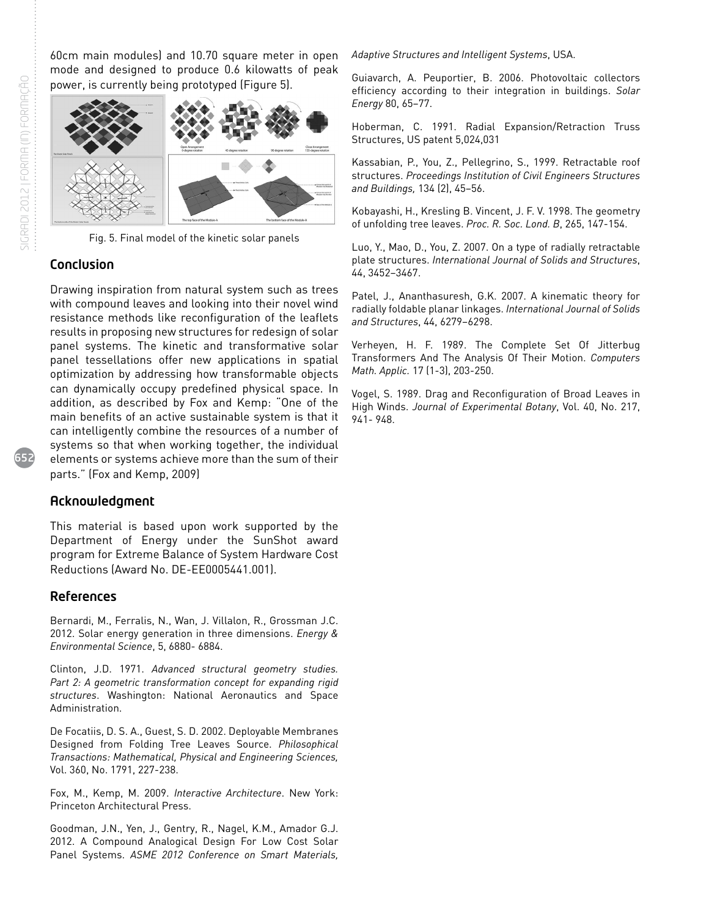60cm main modules) and 10.70 square meter in open mode and designed to produce 0.6 kilowatts of peak power, is currently being prototyped (Figure 5).

Fig. 5. Final model of the kinetic solar panels

## Conclusion

Drawing inspiration from natural system such as trees with compound leaves and looking into their novel wind resistance methods like reconfiguration of the leaflets results in proposing new structures for redesign of solar panel systems. The kinetic and transformative solar panel tessellations offer new applications in spatial optimization by addressing how transformable objects can dynamically occupy predefined physical space. In addition, as described by Fox and Kemp: "One of the main benefits of an active sustainable system is that it can intelligently combine the resources of a number of systems so that when working together, the individual elements or systems achieve more than the sum of their parts." (Fox and Kemp, 2009)

## Acknowledgment

This material is based upon work supported by the Department of Energy under the SunShot award program for Extreme Balance of System Hardware Cost Reductions (Award No. DE-EE0005441.001).

## References

Bernardi, M., Ferralis, N., Wan, J. Villalon, R., Grossman J.C. 2012. Solar energy generation in three dimensions. *Energy & Environmental Science*, 5, 6880- 6884.

Clinton, J.D. 1971. *Advanced structural geometry studies. Part 2: A geometric transformation concept for expanding rigid structures*. Washington: National Aeronautics and Space Administration.

De Focatiis, D. S. A., Guest, S. D. 2002. Deployable Membranes Designed from Folding Tree Leaves Source. *Philosophical Transactions: Mathematical, Physical and Engineering Sciences,* Vol. 360, No. 1791, 227-238.

Fox, M., Kemp, M. 2009. *Interactive Architecture*. New York: Princeton Architectural Press.

Goodman, J.N., Yen, J., Gentry, R., Nagel, K.M., Amador G.J. 2012. A Compound Analogical Design For Low Cost Solar Panel Systems. *ASME 2012 Conference on Smart Materials, Adaptive Structures and Intelligent Systems*, USA.

Guiavarch, A. Peuportier, B. 2006. Photovoltaic collectors efficiency according to their integration in buildings. *Solar Energy* 80, 65–77.

Hoberman, C. 1991. Radial Expansion/Retraction Truss Structures, US patent 5,024,031

Kassabian, P., You, Z., Pellegrino, S., 1999. Retractable roof structures. *Proceedings Institution of Civil Engineers Structures and Buildings,* 134 (2), 45–56.

Kobayashi, H., Kresling B. Vincent, J. F. V. 1998. The geometry of unfolding tree leaves. *Proc. R. Soc. Lond. B*, 265, 147-154.

Luo, Y., Mao, D., You, Z. 2007. On a type of radially retractable plate structures. *International Journal of Solids and Structures*, 44, 3452–3467.

Patel, J., Ananthasuresh, G.K. 2007. A kinematic theory for radially foldable planar linkages. *International Journal of Solids and Structures*, 44, 6279–6298.

Verheyen, H. F. 1989. The Complete Set Of Jitterbug Transformers And The Analysis Of Their Motion. *Computers Math. Applic.* 17 (1-3), 203-250.

Vogel, S. 1989. Drag and Reconfiguration of Broad Leaves in High Winds. *Journal of Experimental Botany*, Vol. 40, No. 217, 941- 948.